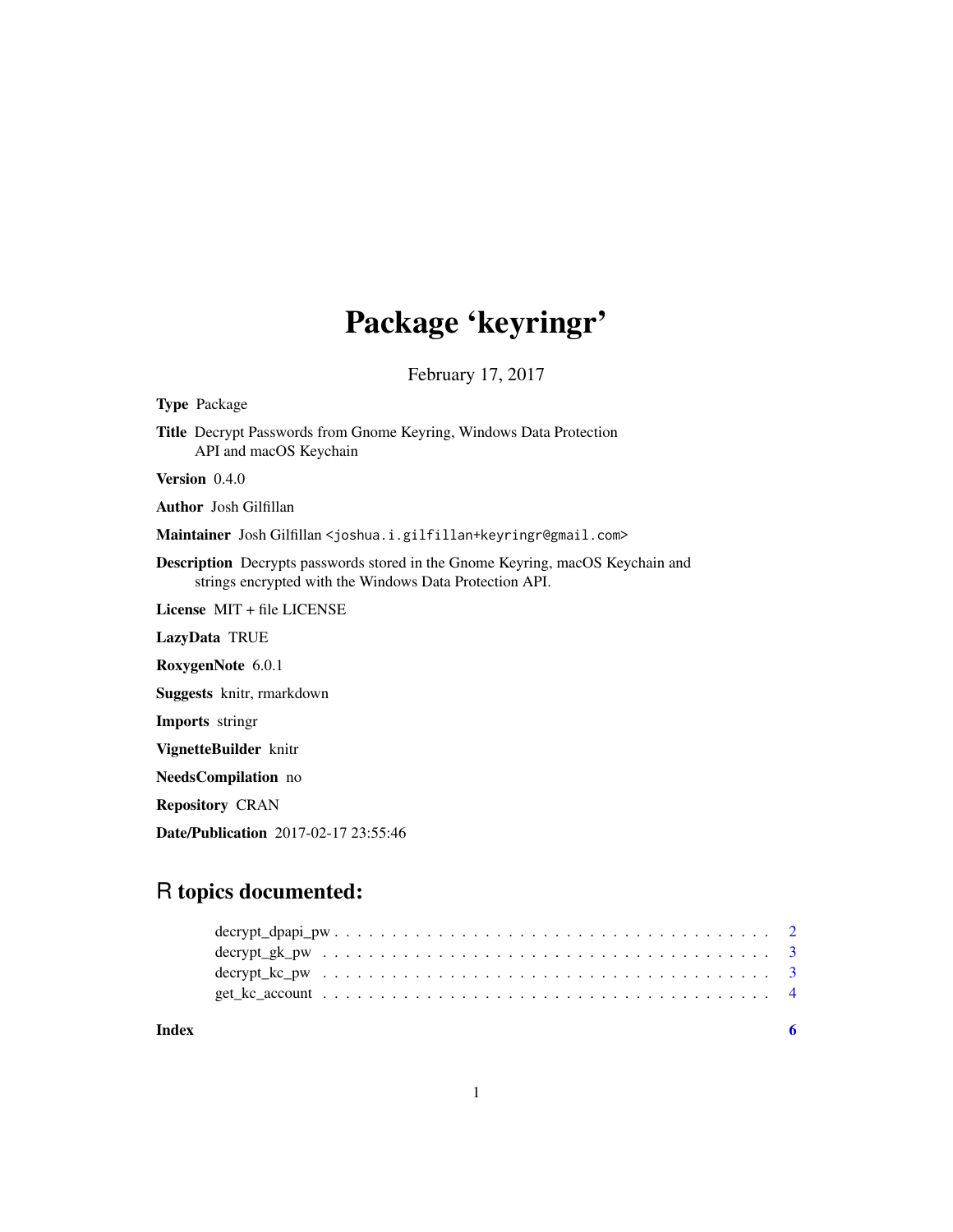# Package 'keyringr'

February 17, 2017

**Type** Package

**Title** Decrypt Passwords from Gnome Keyring, Windows Data Protection API and macOS Keychain

**Version** 0.4.0

**Author** Josh Gilfillan

**Maintainer** Josh Gilfillan <joshua.i.gilfillan+keyringr@gmail.com>

**Description** Decrypts passwords stored in the Gnome Keyring, macOS Keychain and strings encrypted with the Windows Data Protection API.

**License** MIT + file LICENSE

**LazyData** TRUE

**RoxygenNote** 6.0.1

**Suggests** knitr, rmarkdown

**Imports** stringr

**VignetteBuilder** knitr

**NeedsCompilation** no

**Repository** CRAN

**Date/Publication** 2017-02-17 23:55:46

## R topics documented:

- decrypt_dpapi_pw . . . . . . . . . . . . . . . . . . . . . . . . . . . . . . . . . . . . 2
- decrypt_gk_pw . . . . . . . . . . . . . . . . . . . . . . . . . . . . . . . . . . . . . . 3
- decrypt_kc_pw . . . . . . . . . . . . . . . . . . . . . . . . . . . . . . . . . . . . . . 3
- get_kc_account . . . . . . . . . . . . . . . . . . . . . . . . . . . . . . . . . . . . . . 4

**Index** 6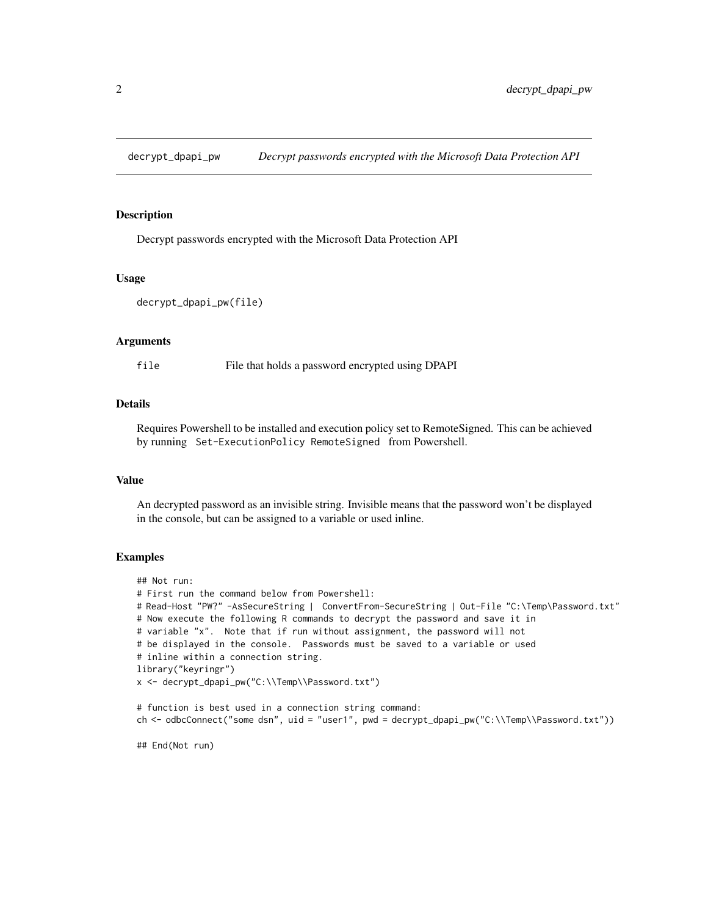decrypt_dpapi_pw — *Decrypt passwords encrypted with the Microsoft Data Protection API*

## Description

Decrypt passwords encrypted with the Microsoft Data Protection API

## Usage

```
decrypt_dpapi_pw(file)
```

## Arguments

| | |
|---|---|
| `file` | File that holds a password encrypted using DPAPI |

## Details

Requires Powershell to be installed and execution policy set to RemoteSigned. This can be achieved by running `Set-ExecutionPolicy RemoteSigned` from Powershell.

## Value

An decrypted password as an invisible string. Invisible means that the password won't be displayed in the console, but can be assigned to a variable or used inline.

## Examples

```
## Not run:
# First run the command below from Powershell:
# Read-Host "PW?" -AsSecureString |  ConvertFrom-SecureString | Out-File "C:\Temp\Password.txt"
# Now execute the following R commands to decrypt the password and save it in
# variable "x".  Note that if run without assignment, the password will not
# be displayed in the console.  Passwords must be saved to a variable or used
# inline within a connection string.
library("keyringr")
x <- decrypt_dpapi_pw("C:\\Temp\\Password.txt")

# function is best used in a connection string command:
ch <- odbcConnect("some dsn", uid = "user1", pwd = decrypt_dpapi_pw("C:\\Temp\\Password.txt"))

## End(Not run)
```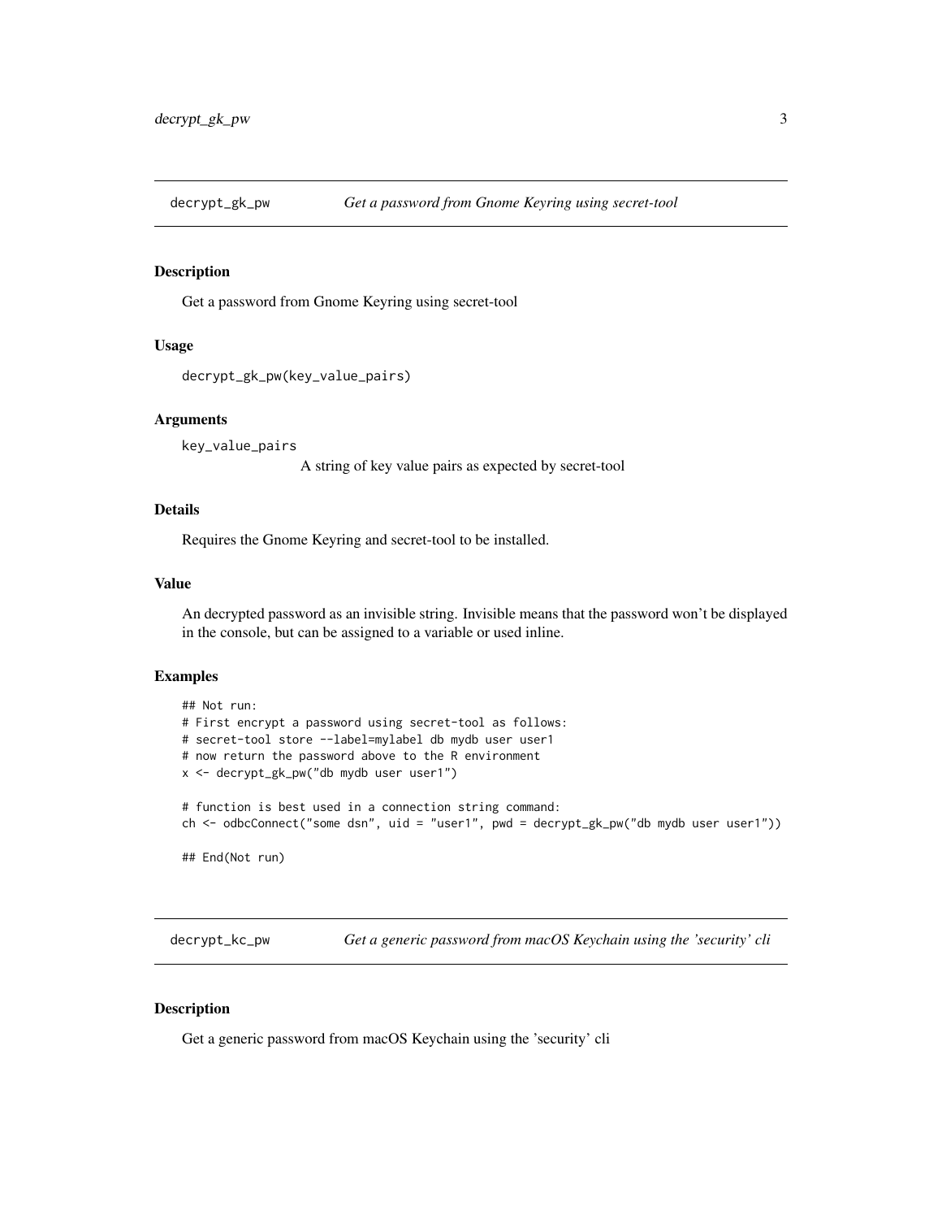## decrypt_gk_pw — *Get a password from Gnome Keyring using secret-tool*

### Description

Get a password from Gnome Keyring using secret-tool

### Usage

```
decrypt_gk_pw(key_value_pairs)
```

### Arguments

key_value_pairs
: A string of key value pairs as expected by secret-tool

### Details

Requires the Gnome Keyring and secret-tool to be installed.

### Value

An decrypted password as an invisible string. Invisible means that the password won't be displayed in the console, but can be assigned to a variable or used inline.

### Examples

```
## Not run:
# First encrypt a password using secret-tool as follows:
# secret-tool store --label=mylabel db mydb user user1
# now return the password above to the R environment
x <- decrypt_gk_pw("db mydb user user1")

# function is best used in a connection string command:
ch <- odbcConnect("some dsn", uid = "user1", pwd = decrypt_gk_pw("db mydb user user1"))

## End(Not run)
```

## decrypt_kc_pw — *Get a generic password from macOS Keychain using the 'security' cli*

### Description

Get a generic password from macOS Keychain using the 'security' cli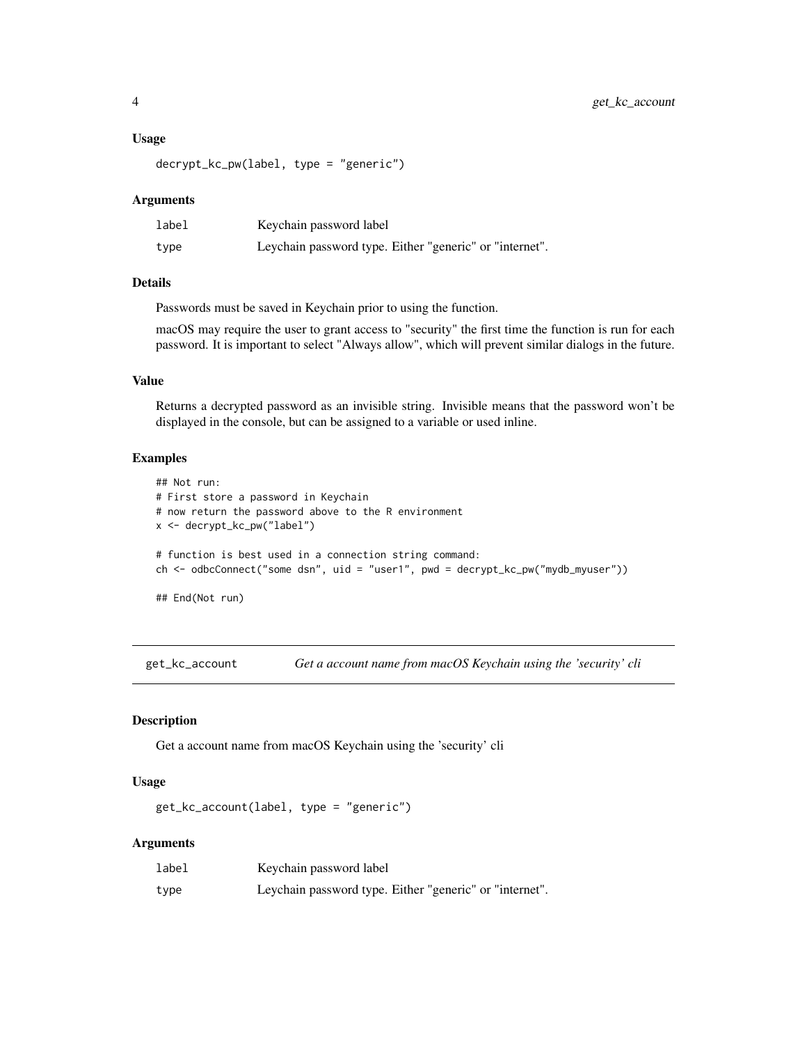### Usage

```
decrypt_kc_pw(label, type = "generic")
```

### Arguments

| | |
|---|---|
| label | Keychain password label |
| type | Leychain password type. Either "generic" or "internet". |

### Details

Passwords must be saved in Keychain prior to using the function.

macOS may require the user to grant access to "security" the first time the function is run for each password. It is important to select "Always allow", which will prevent similar dialogs in the future.

### Value

Returns a decrypted password as an invisible string. Invisible means that the password won't be displayed in the console, but can be assigned to a variable or used inline.

### Examples

```
## Not run:
# First store a password in Keychain
# now return the password above to the R environment
x <- decrypt_kc_pw("label")

# function is best used in a connection string command:
ch <- odbcConnect("some dsn", uid = "user1", pwd = decrypt_kc_pw("mydb_myuser"))

## End(Not run)
```

---

## get_kc_account    *Get a account name from macOS Keychain using the 'security' cli*

---

### Description

Get a account name from macOS Keychain using the 'security' cli

### Usage

```
get_kc_account(label, type = "generic")
```

### Arguments

| | |
|---|---|
| label | Keychain password label |
| type | Leychain password type. Either "generic" or "internet". |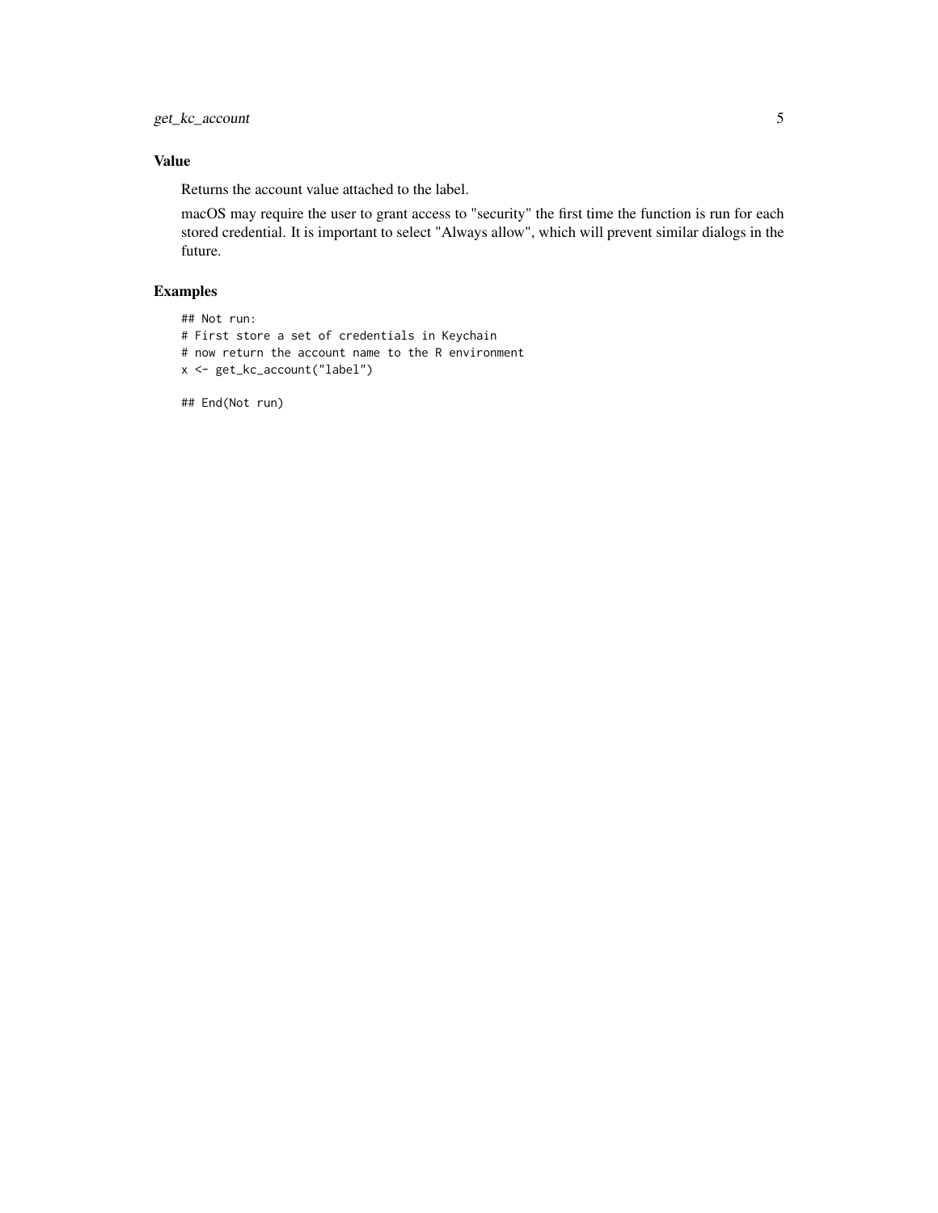### Value

Returns the account value attached to the label.

macOS may require the user to grant access to "security" the first time the function is run for each stored credential. It is important to select "Always allow", which will prevent similar dialogs in the future.

### Examples

```
## Not run:
# First store a set of credentials in Keychain
# now return the account name to the R environment
x <- get_kc_account("label")

## End(Not run)
```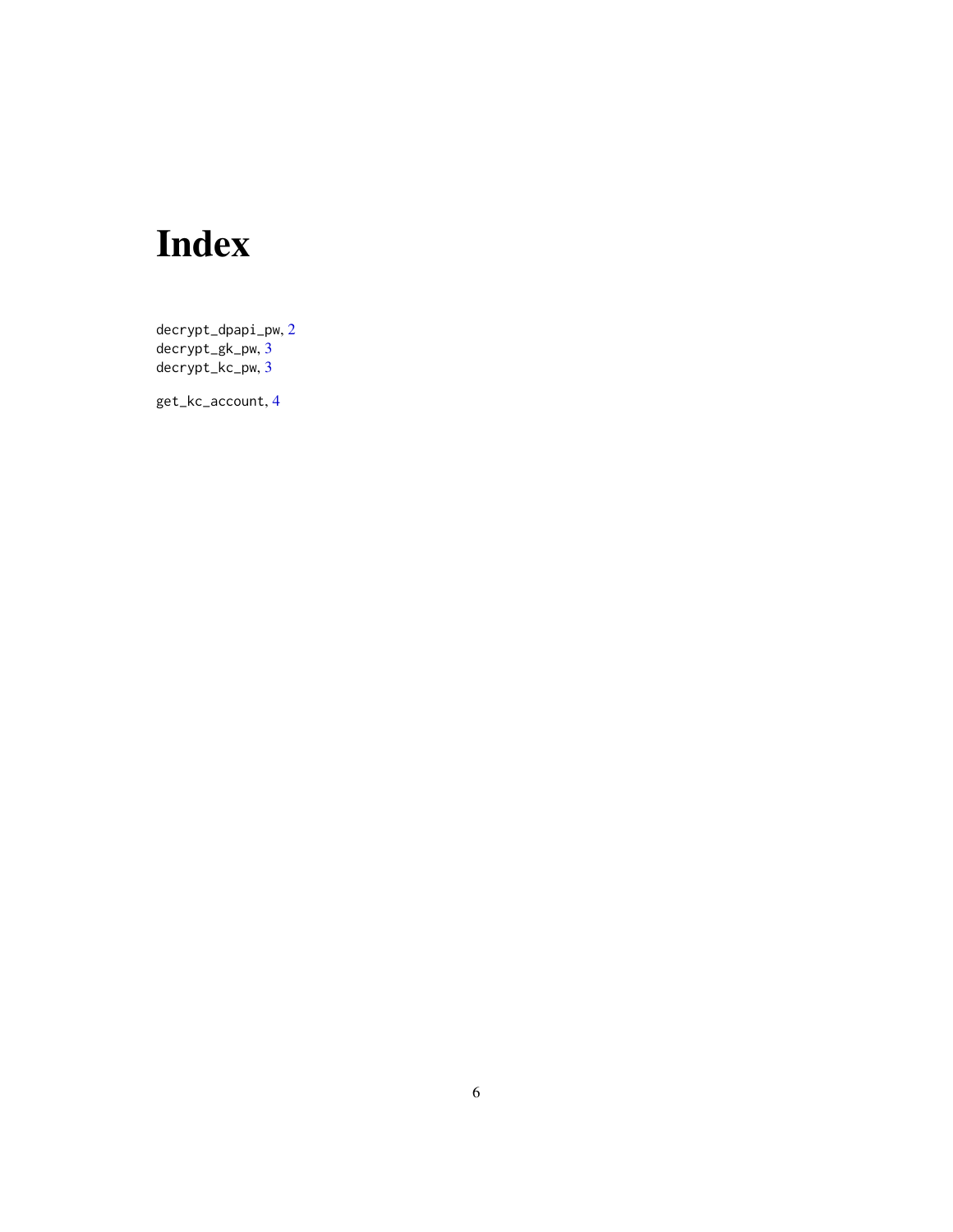# Index

decrypt_dpapi_pw, 2
decrypt_gk_pw, 3
decrypt_kc_pw, 3

get_kc_account, 4